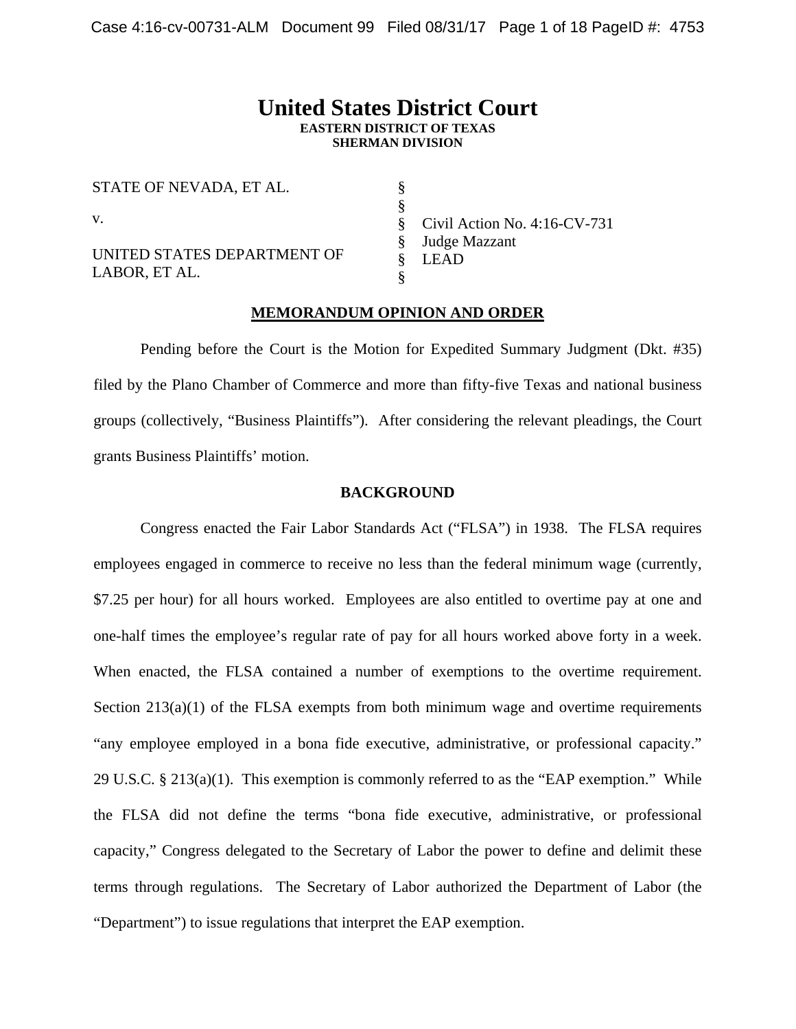# United States District Court

**EASTERN DISTRICT OF TEXAS**
**SHERMAN DIVISION**

| | | |
|---|---|---|
| STATE OF NEVADA, ET AL. | § | |
| | § | |
| v. | § | Civil Action No. 4:16-CV-731 |
| | § | Judge Mazzant |
| UNITED STATES DEPARTMENT OF LABOR, ET AL. | § | LEAD |
| | § | |

## MEMORANDUM OPINION AND ORDER

Pending before the Court is the Motion for Expedited Summary Judgment (Dkt. #35) filed by the Plano Chamber of Commerce and more than fifty-five Texas and national business groups (collectively, "Business Plaintiffs"). After considering the relevant pleadings, the Court grants Business Plaintiffs' motion.

## BACKGROUND

Congress enacted the Fair Labor Standards Act ("FLSA") in 1938. The FLSA requires employees engaged in commerce to receive no less than the federal minimum wage (currently, $7.25 per hour) for all hours worked. Employees are also entitled to overtime pay at one and one-half times the employee's regular rate of pay for all hours worked above forty in a week. When enacted, the FLSA contained a number of exemptions to the overtime requirement. Section 213(a)(1) of the FLSA exempts from both minimum wage and overtime requirements "any employee employed in a bona fide executive, administrative, or professional capacity." 29 U.S.C. § 213(a)(1). This exemption is commonly referred to as the "EAP exemption." While the FLSA did not define the terms "bona fide executive, administrative, or professional capacity," Congress delegated to the Secretary of Labor the power to define and delimit these terms through regulations. The Secretary of Labor authorized the Department of Labor (the "Department") to issue regulations that interpret the EAP exemption.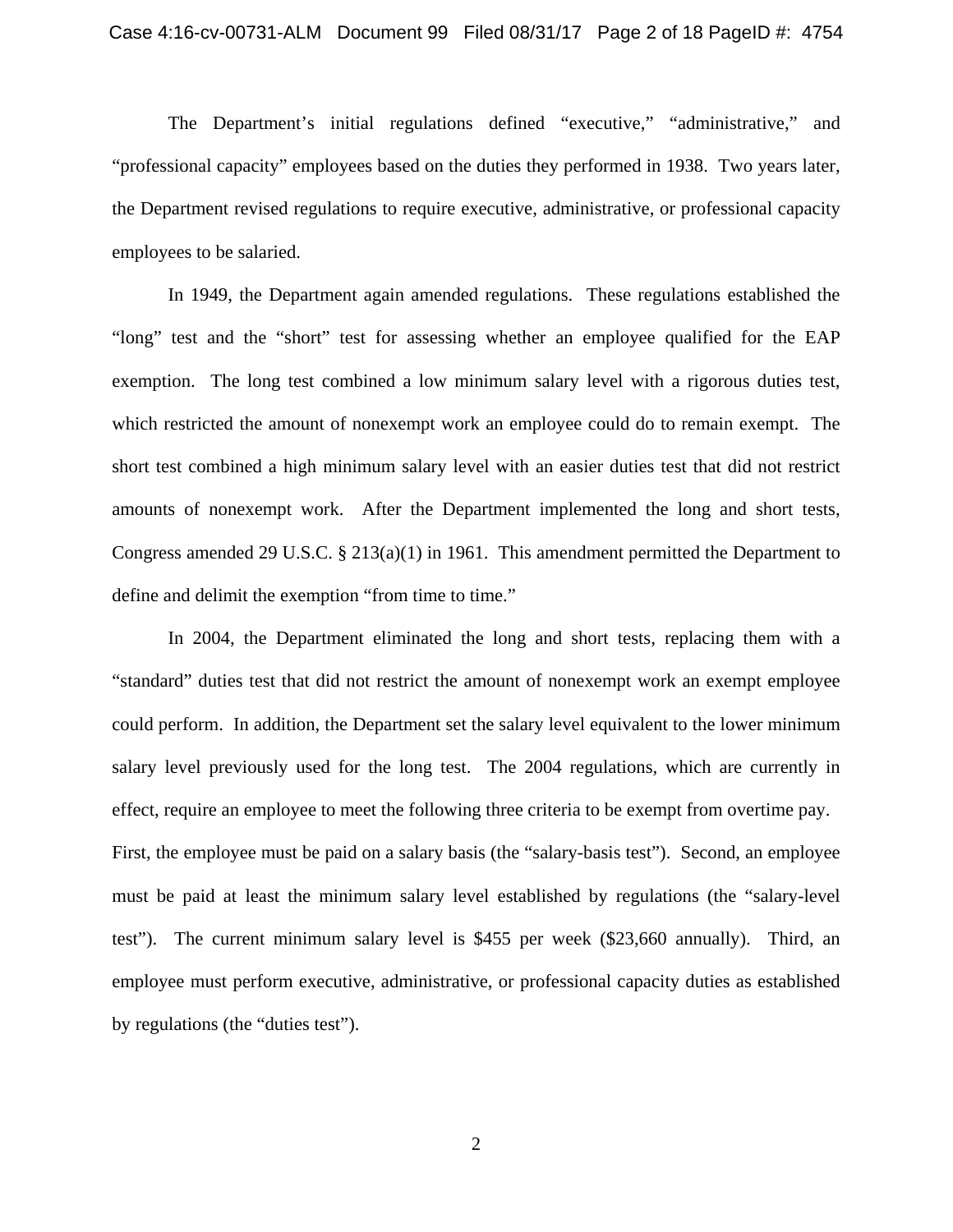The Department's initial regulations defined "executive," "administrative," and "professional capacity" employees based on the duties they performed in 1938. Two years later, the Department revised regulations to require executive, administrative, or professional capacity employees to be salaried.

In 1949, the Department again amended regulations. These regulations established the "long" test and the "short" test for assessing whether an employee qualified for the EAP exemption. The long test combined a low minimum salary level with a rigorous duties test, which restricted the amount of nonexempt work an employee could do to remain exempt. The short test combined a high minimum salary level with an easier duties test that did not restrict amounts of nonexempt work. After the Department implemented the long and short tests, Congress amended 29 U.S.C. § 213(a)(1) in 1961. This amendment permitted the Department to define and delimit the exemption "from time to time."

In 2004, the Department eliminated the long and short tests, replacing them with a "standard" duties test that did not restrict the amount of nonexempt work an exempt employee could perform. In addition, the Department set the salary level equivalent to the lower minimum salary level previously used for the long test. The 2004 regulations, which are currently in effect, require an employee to meet the following three criteria to be exempt from overtime pay. First, the employee must be paid on a salary basis (the "salary-basis test"). Second, an employee must be paid at least the minimum salary level established by regulations (the "salary-level test"). The current minimum salary level is $455 per week ($23,660 annually). Third, an employee must perform executive, administrative, or professional capacity duties as established by regulations (the "duties test").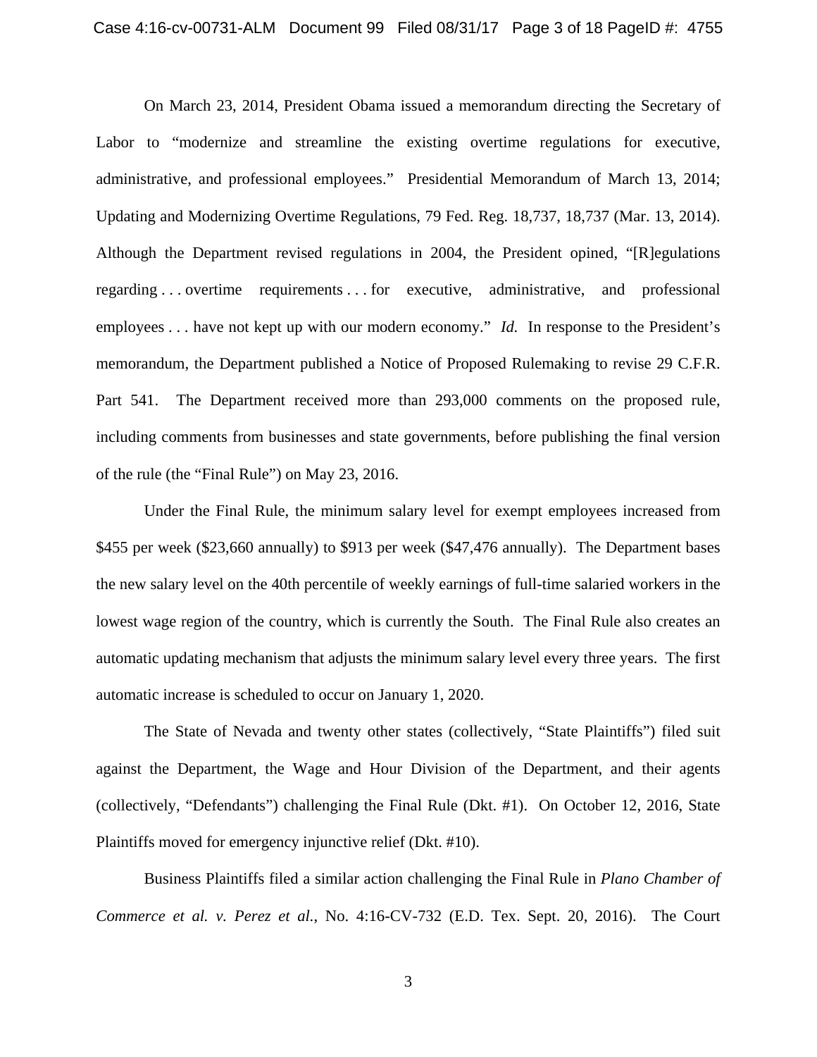On March 23, 2014, President Obama issued a memorandum directing the Secretary of Labor to "modernize and streamline the existing overtime regulations for executive, administrative, and professional employees." Presidential Memorandum of March 13, 2014; Updating and Modernizing Overtime Regulations, 79 Fed. Reg. 18,737, 18,737 (Mar. 13, 2014). Although the Department revised regulations in 2004, the President opined, "[R]egulations regarding . . . overtime requirements . . . for executive, administrative, and professional employees . . . have not kept up with our modern economy." *Id.* In response to the President's memorandum, the Department published a Notice of Proposed Rulemaking to revise 29 C.F.R. Part 541. The Department received more than 293,000 comments on the proposed rule, including comments from businesses and state governments, before publishing the final version of the rule (the "Final Rule") on May 23, 2016.

Under the Final Rule, the minimum salary level for exempt employees increased from $455 per week ($23,660 annually) to $913 per week ($47,476 annually). The Department bases the new salary level on the 40th percentile of weekly earnings of full-time salaried workers in the lowest wage region of the country, which is currently the South. The Final Rule also creates an automatic updating mechanism that adjusts the minimum salary level every three years. The first automatic increase is scheduled to occur on January 1, 2020.

The State of Nevada and twenty other states (collectively, "State Plaintiffs") filed suit against the Department, the Wage and Hour Division of the Department, and their agents (collectively, "Defendants") challenging the Final Rule (Dkt. #1). On October 12, 2016, State Plaintiffs moved for emergency injunctive relief (Dkt. #10).

Business Plaintiffs filed a similar action challenging the Final Rule in *Plano Chamber of Commerce et al. v. Perez et al.*, No. 4:16-CV-732 (E.D. Tex. Sept. 20, 2016). The Court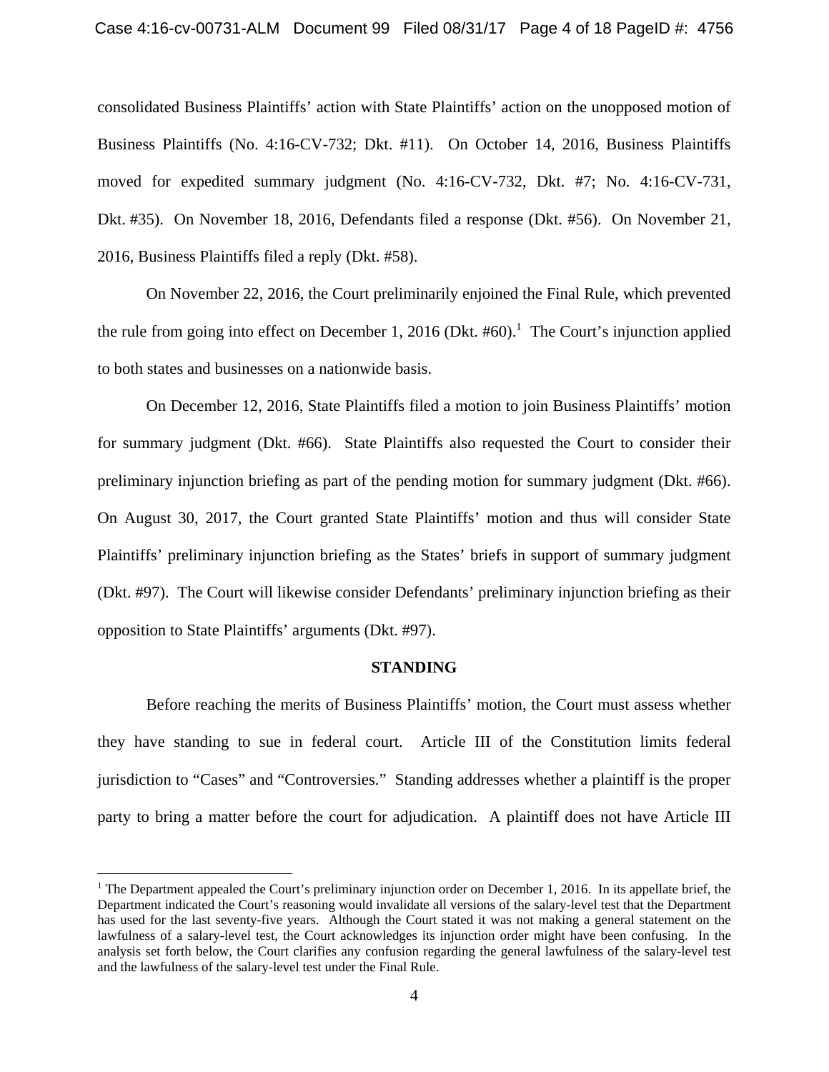consolidated Business Plaintiffs' action with State Plaintiffs' action on the unopposed motion of Business Plaintiffs (No. 4:16-CV-732; Dkt. #11). On October 14, 2016, Business Plaintiffs moved for expedited summary judgment (No. 4:16-CV-732, Dkt. #7; No. 4:16-CV-731, Dkt. #35). On November 18, 2016, Defendants filed a response (Dkt. #56). On November 21, 2016, Business Plaintiffs filed a reply (Dkt. #58).

On November 22, 2016, the Court preliminarily enjoined the Final Rule, which prevented the rule from going into effect on December 1, 2016 (Dkt. #60).[1] The Court's injunction applied to both states and businesses on a nationwide basis.

On December 12, 2016, State Plaintiffs filed a motion to join Business Plaintiffs' motion for summary judgment (Dkt. #66). State Plaintiffs also requested the Court to consider their preliminary injunction briefing as part of the pending motion for summary judgment (Dkt. #66). On August 30, 2017, the Court granted State Plaintiffs' motion and thus will consider State Plaintiffs' preliminary injunction briefing as the States' briefs in support of summary judgment (Dkt. #97). The Court will likewise consider Defendants' preliminary injunction briefing as their opposition to State Plaintiffs' arguments (Dkt. #97).

## STANDING

Before reaching the merits of Business Plaintiffs' motion, the Court must assess whether they have standing to sue in federal court. Article III of the Constitution limits federal jurisdiction to "Cases" and "Controversies." Standing addresses whether a plaintiff is the proper party to bring a matter before the court for adjudication. A plaintiff does not have Article III

[1] The Department appealed the Court's preliminary injunction order on December 1, 2016. In its appellate brief, the Department indicated the Court's reasoning would invalidate all versions of the salary-level test that the Department has used for the last seventy-five years. Although the Court stated it was not making a general statement on the lawfulness of a salary-level test, the Court acknowledges its injunction order might have been confusing. In the analysis set forth below, the Court clarifies any confusion regarding the general lawfulness of the salary-level test and the lawfulness of the salary-level test under the Final Rule.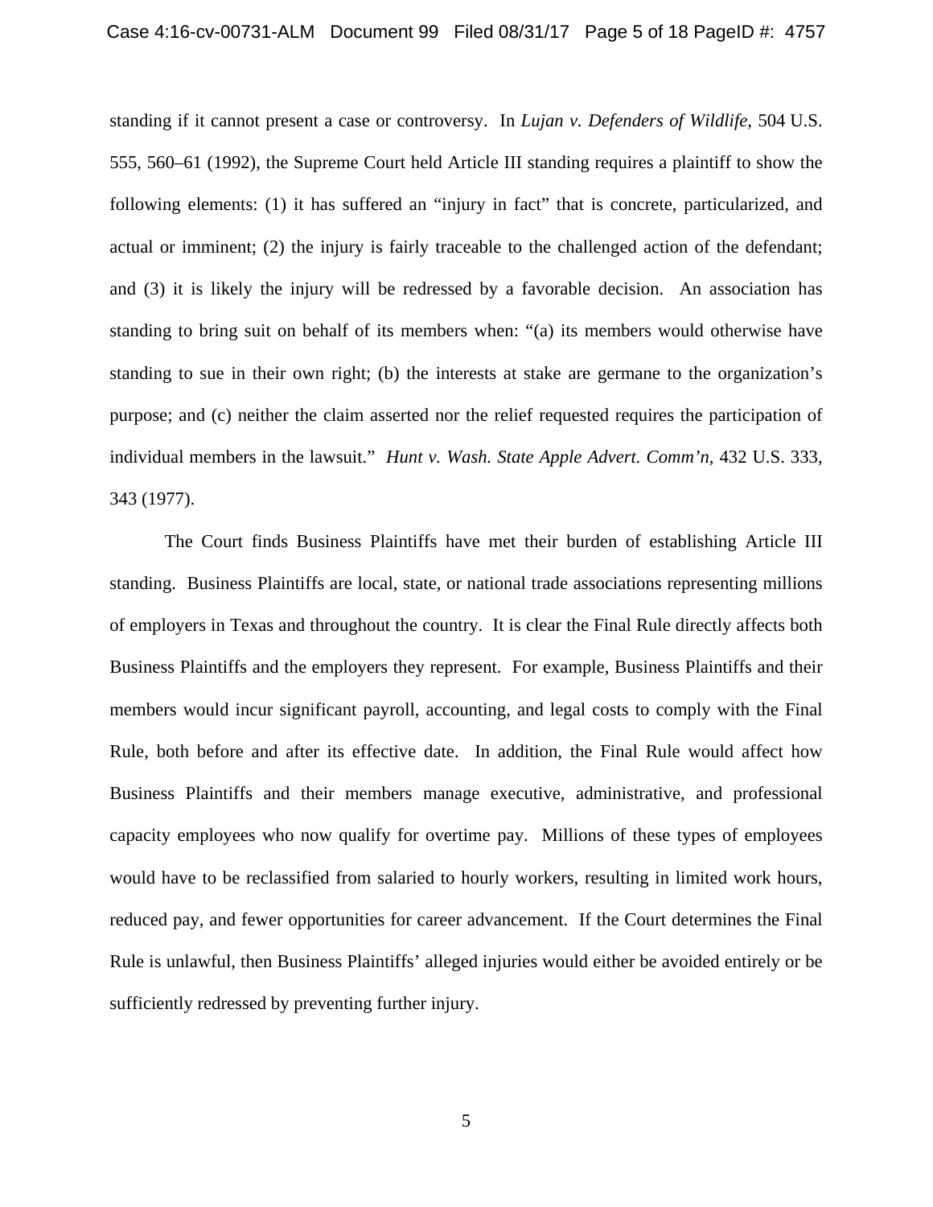standing if it cannot present a case or controversy. In *Lujan v. Defenders of Wildlife*, 504 U.S. 555, 560–61 (1992), the Supreme Court held Article III standing requires a plaintiff to show the following elements: (1) it has suffered an "injury in fact" that is concrete, particularized, and actual or imminent; (2) the injury is fairly traceable to the challenged action of the defendant; and (3) it is likely the injury will be redressed by a favorable decision. An association has standing to bring suit on behalf of its members when: "(a) its members would otherwise have standing to sue in their own right; (b) the interests at stake are germane to the organization's purpose; and (c) neither the claim asserted nor the relief requested requires the participation of individual members in the lawsuit." *Hunt v. Wash. State Apple Advert. Comm'n*, 432 U.S. 333, 343 (1977).

The Court finds Business Plaintiffs have met their burden of establishing Article III standing. Business Plaintiffs are local, state, or national trade associations representing millions of employers in Texas and throughout the country. It is clear the Final Rule directly affects both Business Plaintiffs and the employers they represent. For example, Business Plaintiffs and their members would incur significant payroll, accounting, and legal costs to comply with the Final Rule, both before and after its effective date. In addition, the Final Rule would affect how Business Plaintiffs and their members manage executive, administrative, and professional capacity employees who now qualify for overtime pay. Millions of these types of employees would have to be reclassified from salaried to hourly workers, resulting in limited work hours, reduced pay, and fewer opportunities for career advancement. If the Court determines the Final Rule is unlawful, then Business Plaintiffs' alleged injuries would either be avoided entirely or be sufficiently redressed by preventing further injury.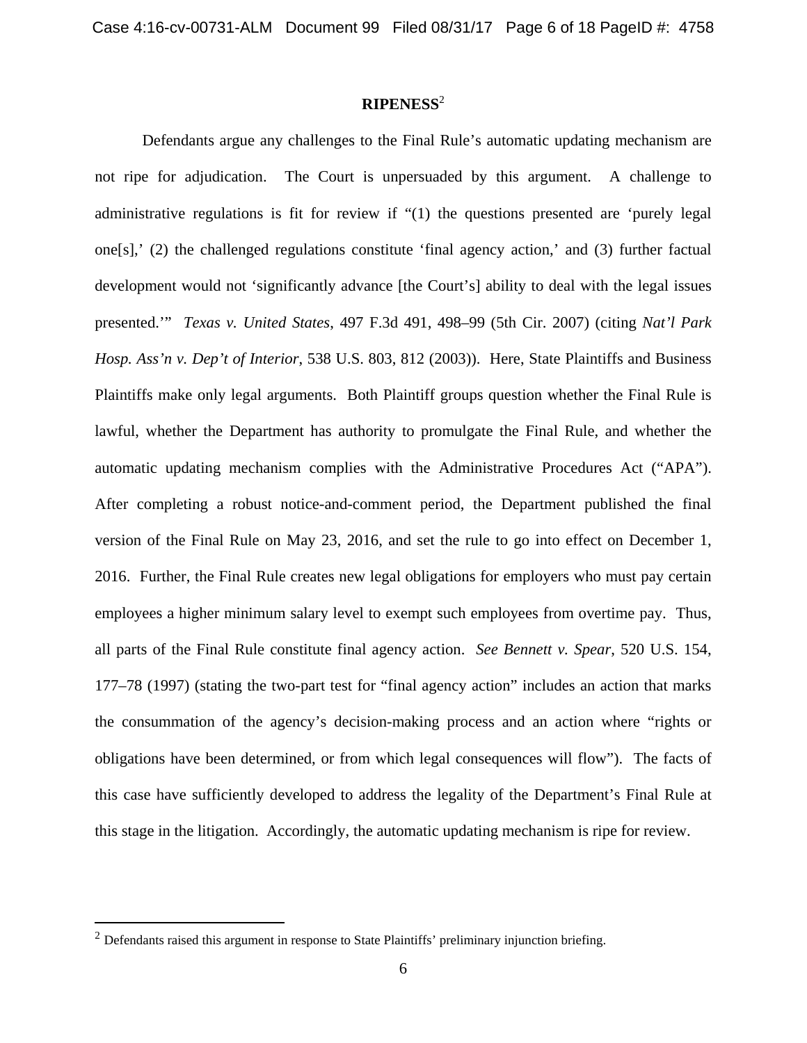## RIPENESS[2]

Defendants argue any challenges to the Final Rule's automatic updating mechanism are not ripe for adjudication. The Court is unpersuaded by this argument. A challenge to administrative regulations is fit for review if "(1) the questions presented are 'purely legal one[s],' (2) the challenged regulations constitute 'final agency action,' and (3) further factual development would not 'significantly advance [the Court's] ability to deal with the legal issues presented.'" *Texas v. United States*, 497 F.3d 491, 498–99 (5th Cir. 2007) (citing *Nat'l Park Hosp. Ass'n v. Dep't of Interior*, 538 U.S. 803, 812 (2003)). Here, State Plaintiffs and Business Plaintiffs make only legal arguments. Both Plaintiff groups question whether the Final Rule is lawful, whether the Department has authority to promulgate the Final Rule, and whether the automatic updating mechanism complies with the Administrative Procedures Act ("APA"). After completing a robust notice-and-comment period, the Department published the final version of the Final Rule on May 23, 2016, and set the rule to go into effect on December 1, 2016. Further, the Final Rule creates new legal obligations for employers who must pay certain employees a higher minimum salary level to exempt such employees from overtime pay. Thus, all parts of the Final Rule constitute final agency action. *See Bennett v. Spear*, 520 U.S. 154, 177–78 (1997) (stating the two-part test for "final agency action" includes an action that marks the consummation of the agency's decision-making process and an action where "rights or obligations have been determined, or from which legal consequences will flow"). The facts of this case have sufficiently developed to address the legality of the Department's Final Rule at this stage in the litigation. Accordingly, the automatic updating mechanism is ripe for review.

---

[2] Defendants raised this argument in response to State Plaintiffs' preliminary injunction briefing.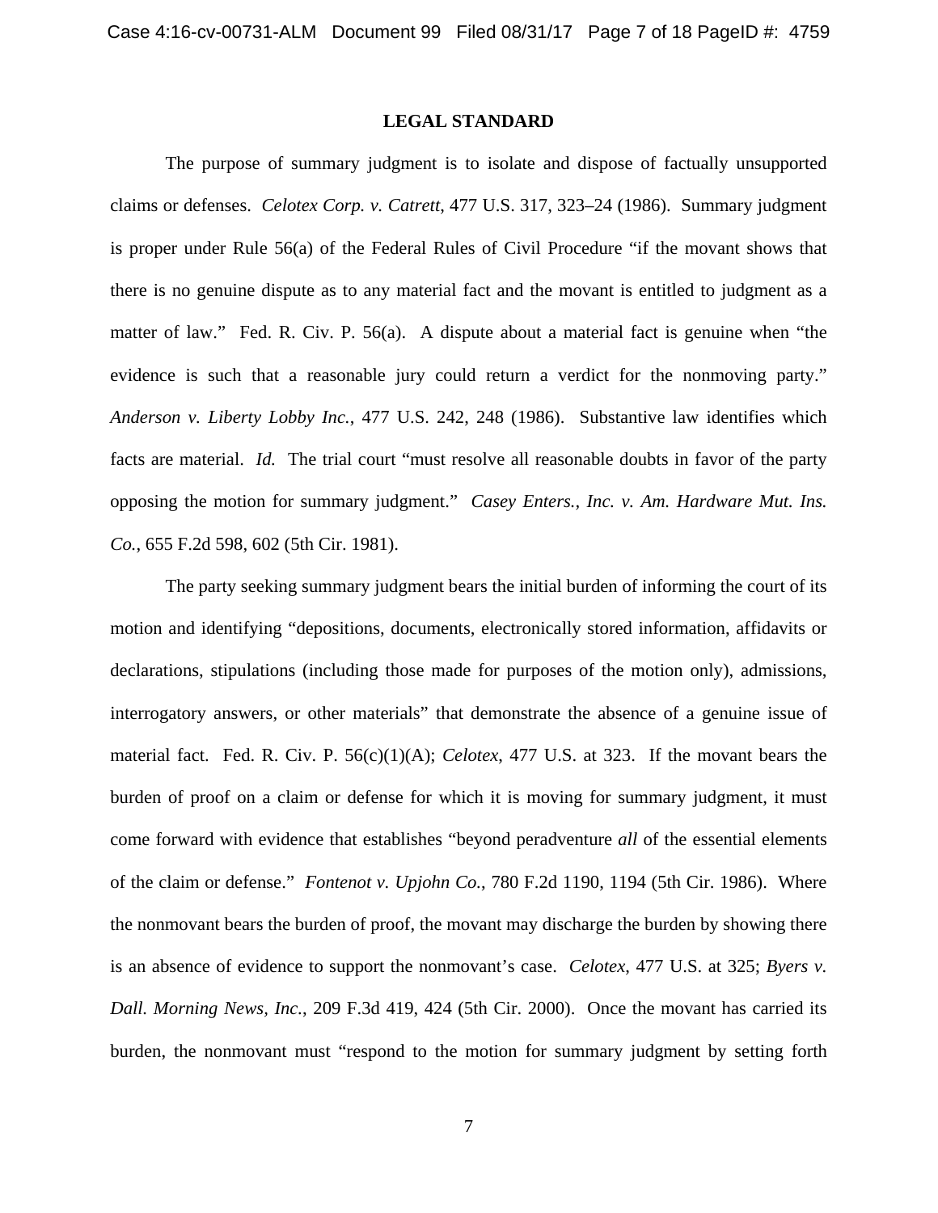## LEGAL STANDARD

The purpose of summary judgment is to isolate and dispose of factually unsupported claims or defenses. *Celotex Corp. v. Catrett*, 477 U.S. 317, 323–24 (1986). Summary judgment is proper under Rule 56(a) of the Federal Rules of Civil Procedure "if the movant shows that there is no genuine dispute as to any material fact and the movant is entitled to judgment as a matter of law." Fed. R. Civ. P. 56(a). A dispute about a material fact is genuine when "the evidence is such that a reasonable jury could return a verdict for the nonmoving party." *Anderson v. Liberty Lobby Inc.*, 477 U.S. 242, 248 (1986). Substantive law identifies which facts are material. *Id.* The trial court "must resolve all reasonable doubts in favor of the party opposing the motion for summary judgment." *Casey Enters., Inc. v. Am. Hardware Mut. Ins. Co.*, 655 F.2d 598, 602 (5th Cir. 1981).

The party seeking summary judgment bears the initial burden of informing the court of its motion and identifying "depositions, documents, electronically stored information, affidavits or declarations, stipulations (including those made for purposes of the motion only), admissions, interrogatory answers, or other materials" that demonstrate the absence of a genuine issue of material fact. Fed. R. Civ. P. 56(c)(1)(A); *Celotex*, 477 U.S. at 323. If the movant bears the burden of proof on a claim or defense for which it is moving for summary judgment, it must come forward with evidence that establishes "beyond peradventure *all* of the essential elements of the claim or defense." *Fontenot v. Upjohn Co.*, 780 F.2d 1190, 1194 (5th Cir. 1986). Where the nonmovant bears the burden of proof, the movant may discharge the burden by showing there is an absence of evidence to support the nonmovant's case. *Celotex*, 477 U.S. at 325; *Byers v. Dall. Morning News, Inc.*, 209 F.3d 419, 424 (5th Cir. 2000). Once the movant has carried its burden, the nonmovant must "respond to the motion for summary judgment by setting forth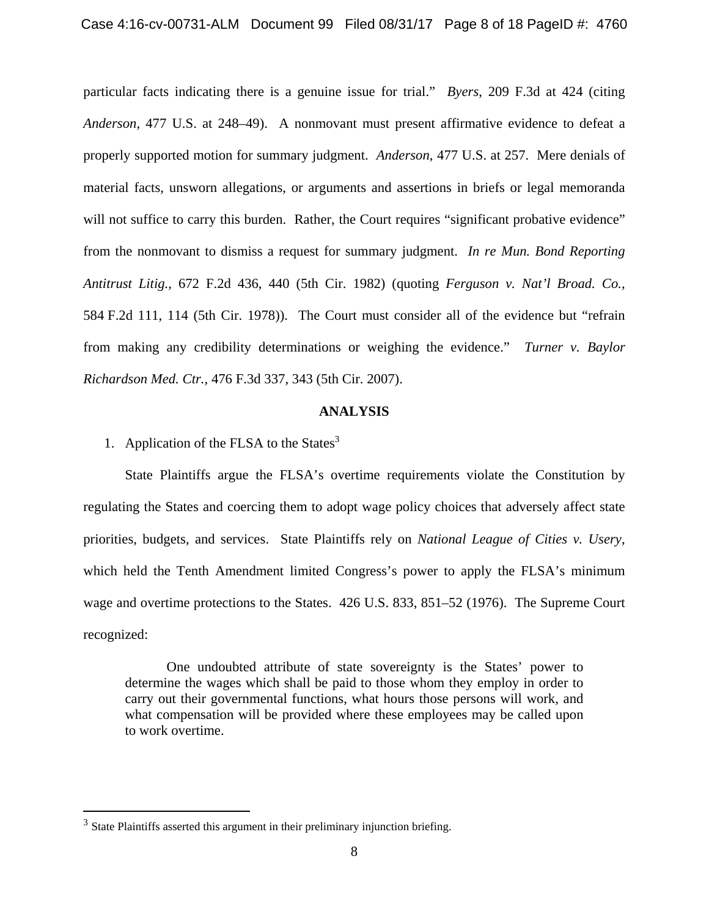particular facts indicating there is a genuine issue for trial." *Byers*, 209 F.3d at 424 (citing *Anderson*, 477 U.S. at 248–49). A nonmovant must present affirmative evidence to defeat a properly supported motion for summary judgment. *Anderson*, 477 U.S. at 257. Mere denials of material facts, unsworn allegations, or arguments and assertions in briefs or legal memoranda will not suffice to carry this burden. Rather, the Court requires "significant probative evidence" from the nonmovant to dismiss a request for summary judgment. *In re Mun. Bond Reporting Antitrust Litig.*, 672 F.2d 436, 440 (5th Cir. 1982) (quoting *Ferguson v. Nat'l Broad. Co.*, 584 F.2d 111, 114 (5th Cir. 1978)). The Court must consider all of the evidence but "refrain from making any credibility determinations or weighing the evidence." *Turner v. Baylor Richardson Med. Ctr.*, 476 F.3d 337, 343 (5th Cir. 2007).

## ANALYSIS

1. Application of the FLSA to the States[3]

State Plaintiffs argue the FLSA's overtime requirements violate the Constitution by regulating the States and coercing them to adopt wage policy choices that adversely affect state priorities, budgets, and services. State Plaintiffs rely on *National League of Cities v. Usery*, which held the Tenth Amendment limited Congress's power to apply the FLSA's minimum wage and overtime protections to the States. 426 U.S. 833, 851–52 (1976). The Supreme Court recognized:

> One undoubted attribute of state sovereignty is the States' power to determine the wages which shall be paid to those whom they employ in order to carry out their governmental functions, what hours those persons will work, and what compensation will be provided where these employees may be called upon to work overtime.

---

[3] State Plaintiffs asserted this argument in their preliminary injunction briefing.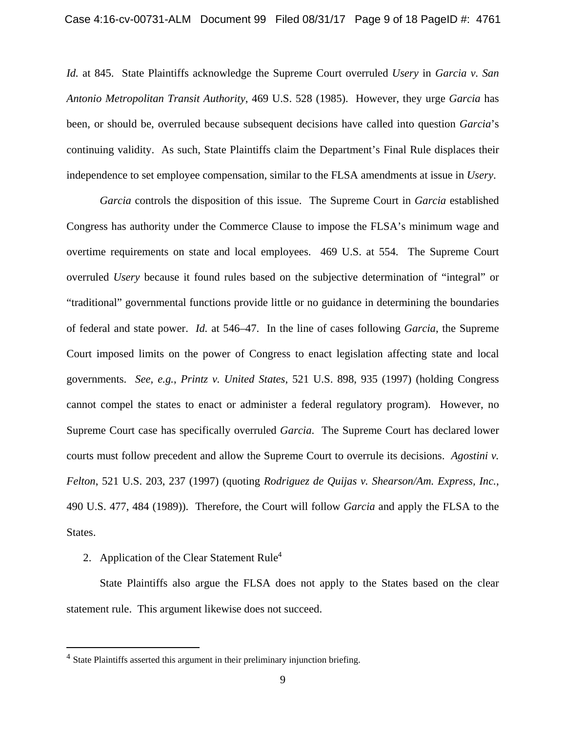*Id.* at 845. State Plaintiffs acknowledge the Supreme Court overruled *Usery* in *Garcia v. San Antonio Metropolitan Transit Authority*, 469 U.S. 528 (1985). However, they urge *Garcia* has been, or should be, overruled because subsequent decisions have called into question *Garcia*'s continuing validity. As such, State Plaintiffs claim the Department's Final Rule displaces their independence to set employee compensation, similar to the FLSA amendments at issue in *Usery*.

*Garcia* controls the disposition of this issue. The Supreme Court in *Garcia* established Congress has authority under the Commerce Clause to impose the FLSA's minimum wage and overtime requirements on state and local employees. 469 U.S. at 554. The Supreme Court overruled *Usery* because it found rules based on the subjective determination of "integral" or "traditional" governmental functions provide little or no guidance in determining the boundaries of federal and state power. *Id.* at 546–47. In the line of cases following *Garcia*, the Supreme Court imposed limits on the power of Congress to enact legislation affecting state and local governments. *See, e.g.*, *Printz v. United States*, 521 U.S. 898, 935 (1997) (holding Congress cannot compel the states to enact or administer a federal regulatory program). However, no Supreme Court case has specifically overruled *Garcia*. The Supreme Court has declared lower courts must follow precedent and allow the Supreme Court to overrule its decisions. *Agostini v. Felton*, 521 U.S. 203, 237 (1997) (quoting *Rodriguez de Quijas v. Shearson/Am. Express, Inc.*, 490 U.S. 477, 484 (1989)). Therefore, the Court will follow *Garcia* and apply the FLSA to the States.

2. Application of the Clear Statement Rule[4]

State Plaintiffs also argue the FLSA does not apply to the States based on the clear statement rule. This argument likewise does not succeed.

[4] State Plaintiffs asserted this argument in their preliminary injunction briefing.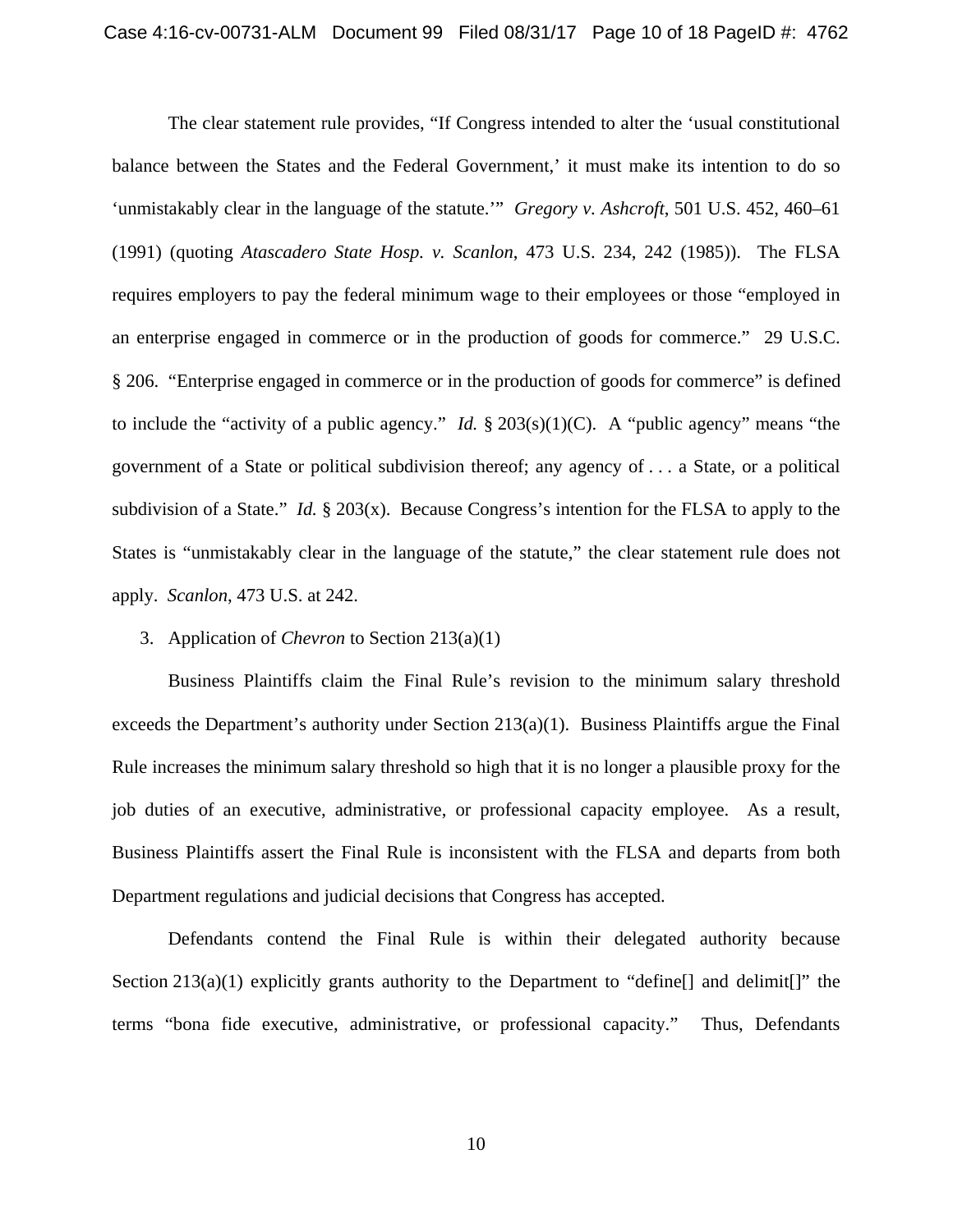The clear statement rule provides, "If Congress intended to alter the 'usual constitutional balance between the States and the Federal Government,' it must make its intention to do so 'unmistakably clear in the language of the statute.'" *Gregory v. Ashcroft*, 501 U.S. 452, 460–61 (1991) (quoting *Atascadero State Hosp. v. Scanlon*, 473 U.S. 234, 242 (1985)). The FLSA requires employers to pay the federal minimum wage to their employees or those "employed in an enterprise engaged in commerce or in the production of goods for commerce." 29 U.S.C. § 206. "Enterprise engaged in commerce or in the production of goods for commerce" is defined to include the "activity of a public agency." *Id.* § 203(s)(1)(C). A "public agency" means "the government of a State or political subdivision thereof; any agency of . . . a State, or a political subdivision of a State." *Id.* § 203(x). Because Congress's intention for the FLSA to apply to the States is "unmistakably clear in the language of the statute," the clear statement rule does not apply. *Scanlon*, 473 U.S. at 242.

3. Application of *Chevron* to Section 213(a)(1)

Business Plaintiffs claim the Final Rule's revision to the minimum salary threshold exceeds the Department's authority under Section 213(a)(1). Business Plaintiffs argue the Final Rule increases the minimum salary threshold so high that it is no longer a plausible proxy for the job duties of an executive, administrative, or professional capacity employee. As a result, Business Plaintiffs assert the Final Rule is inconsistent with the FLSA and departs from both Department regulations and judicial decisions that Congress has accepted.

Defendants contend the Final Rule is within their delegated authority because Section 213(a)(1) explicitly grants authority to the Department to "define[] and delimit[]" the terms "bona fide executive, administrative, or professional capacity." Thus, Defendants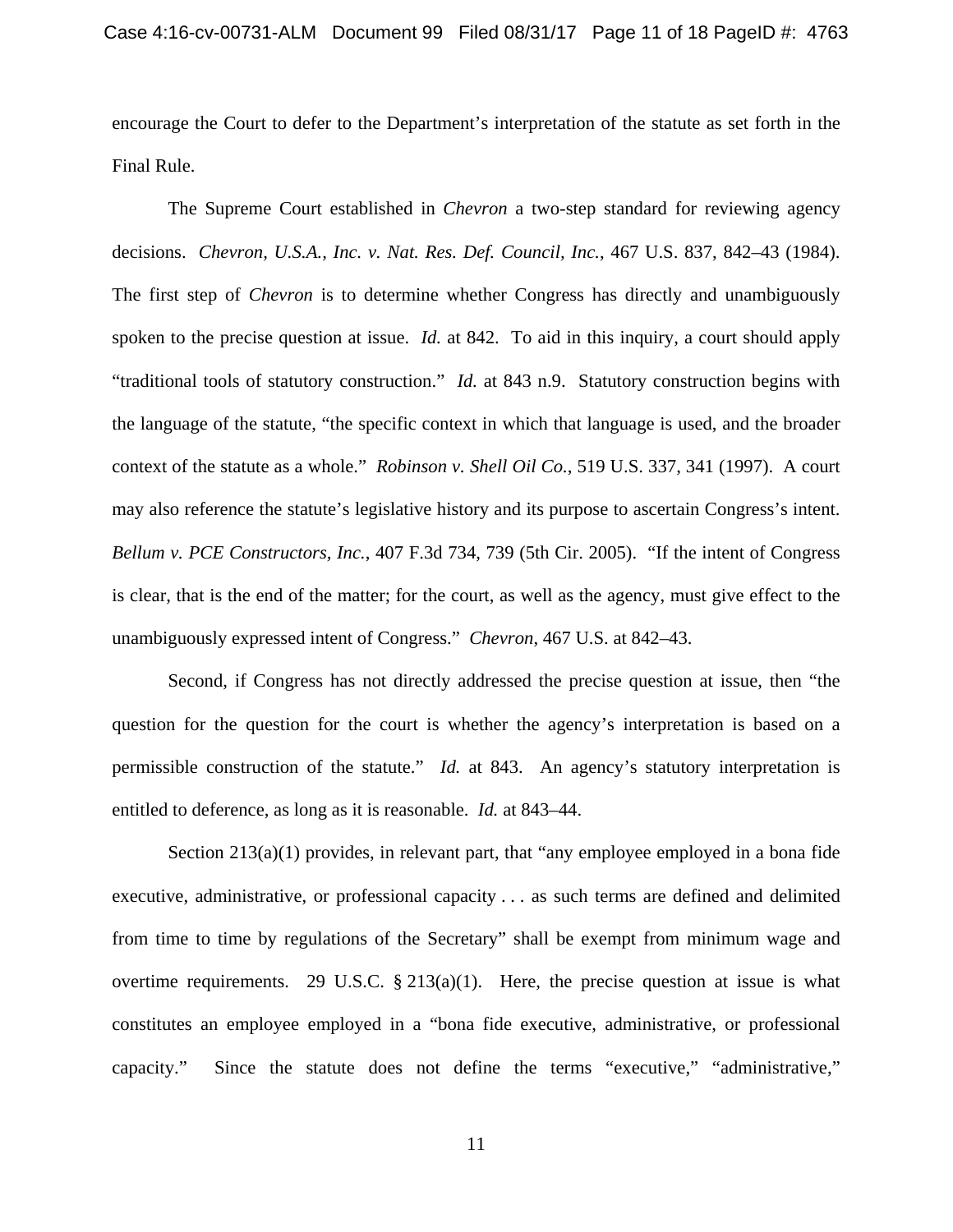encourage the Court to defer to the Department's interpretation of the statute as set forth in the Final Rule.

The Supreme Court established in *Chevron* a two-step standard for reviewing agency decisions. *Chevron, U.S.A., Inc. v. Nat. Res. Def. Council, Inc.*, 467 U.S. 837, 842–43 (1984). The first step of *Chevron* is to determine whether Congress has directly and unambiguously spoken to the precise question at issue. *Id.* at 842. To aid in this inquiry, a court should apply "traditional tools of statutory construction." *Id.* at 843 n.9. Statutory construction begins with the language of the statute, "the specific context in which that language is used, and the broader context of the statute as a whole." *Robinson v. Shell Oil Co.*, 519 U.S. 337, 341 (1997). A court may also reference the statute's legislative history and its purpose to ascertain Congress's intent. *Bellum v. PCE Constructors, Inc.*, 407 F.3d 734, 739 (5th Cir. 2005). "If the intent of Congress is clear, that is the end of the matter; for the court, as well as the agency, must give effect to the unambiguously expressed intent of Congress." *Chevron*, 467 U.S. at 842–43.

Second, if Congress has not directly addressed the precise question at issue, then "the question for the question for the court is whether the agency's interpretation is based on a permissible construction of the statute." *Id.* at 843. An agency's statutory interpretation is entitled to deference, as long as it is reasonable. *Id.* at 843–44.

Section 213(a)(1) provides, in relevant part, that "any employee employed in a bona fide executive, administrative, or professional capacity . . . as such terms are defined and delimited from time to time by regulations of the Secretary" shall be exempt from minimum wage and overtime requirements. 29 U.S.C. § 213(a)(1). Here, the precise question at issue is what constitutes an employee employed in a "bona fide executive, administrative, or professional capacity." Since the statute does not define the terms "executive," "administrative,"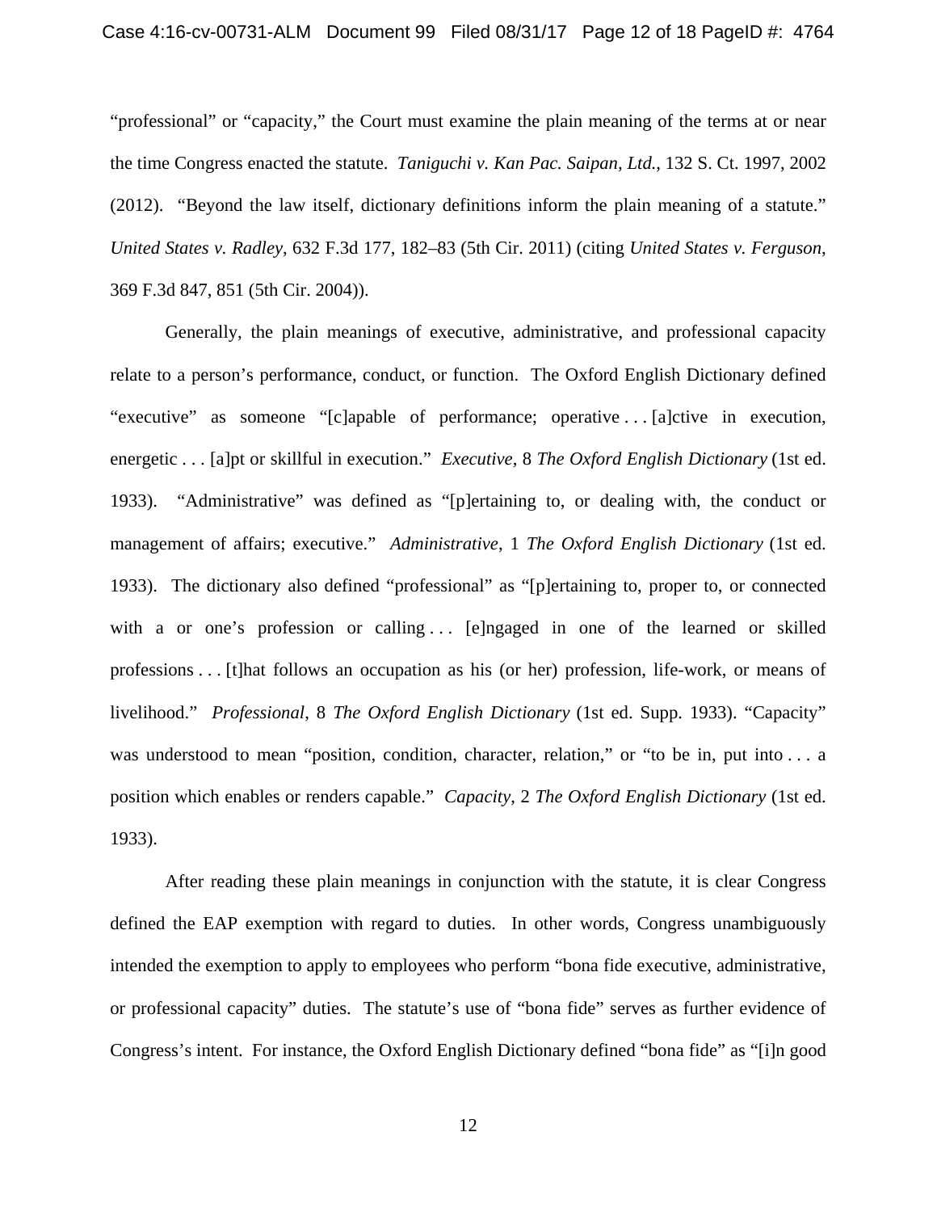"professional" or "capacity," the Court must examine the plain meaning of the terms at or near the time Congress enacted the statute. *Taniguchi v. Kan Pac. Saipan, Ltd.*, 132 S. Ct. 1997, 2002 (2012). "Beyond the law itself, dictionary definitions inform the plain meaning of a statute." *United States v. Radley*, 632 F.3d 177, 182–83 (5th Cir. 2011) (citing *United States v. Ferguson*, 369 F.3d 847, 851 (5th Cir. 2004)).

Generally, the plain meanings of executive, administrative, and professional capacity relate to a person's performance, conduct, or function. The Oxford English Dictionary defined "executive" as someone "[c]apable of performance; operative . . . [a]ctive in execution, energetic . . . [a]pt or skillful in execution." *Executive*, 8 *The Oxford English Dictionary* (1st ed. 1933). "Administrative" was defined as "[p]ertaining to, or dealing with, the conduct or management of affairs; executive." *Administrative*, 1 *The Oxford English Dictionary* (1st ed. 1933). The dictionary also defined "professional" as "[p]ertaining to, proper to, or connected with a or one's profession or calling . . . [e]ngaged in one of the learned or skilled professions . . . [t]hat follows an occupation as his (or her) profession, life-work, or means of livelihood." *Professional*, 8 *The Oxford English Dictionary* (1st ed. Supp. 1933). "Capacity" was understood to mean "position, condition, character, relation," or "to be in, put into . . . a position which enables or renders capable." *Capacity*, 2 *The Oxford English Dictionary* (1st ed. 1933).

After reading these plain meanings in conjunction with the statute, it is clear Congress defined the EAP exemption with regard to duties. In other words, Congress unambiguously intended the exemption to apply to employees who perform "bona fide executive, administrative, or professional capacity" duties. The statute's use of "bona fide" serves as further evidence of Congress's intent. For instance, the Oxford English Dictionary defined "bona fide" as "[i]n good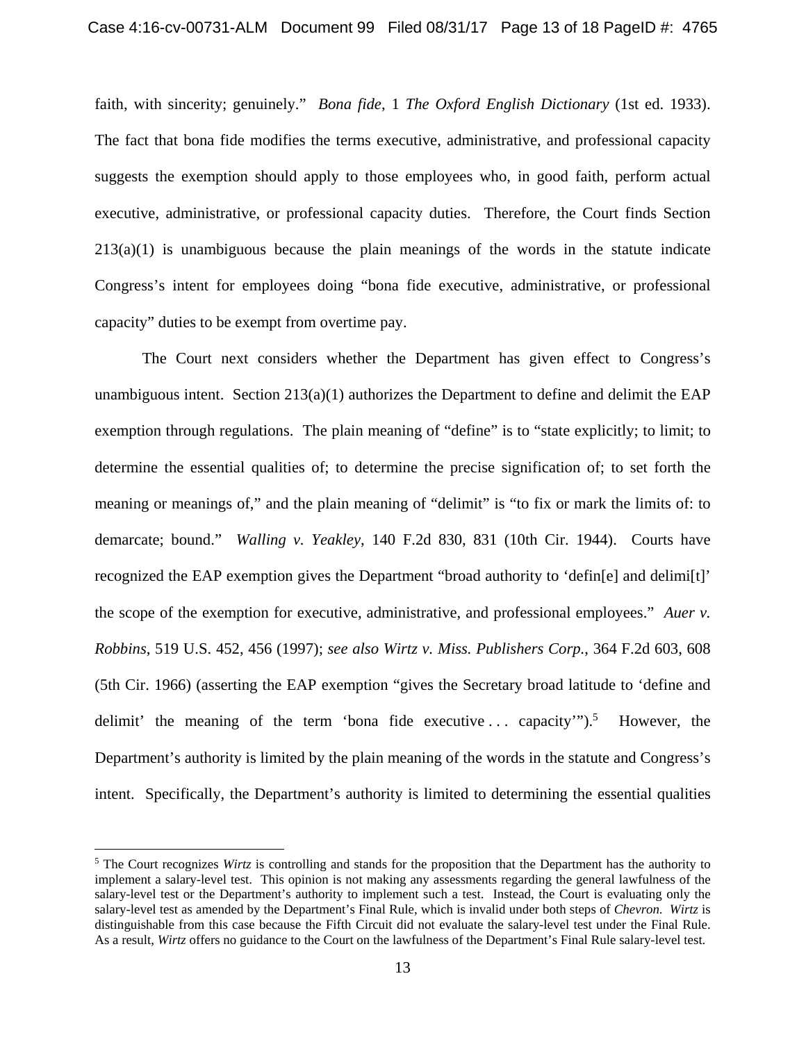faith, with sincerity; genuinely." *Bona fide*, 1 *The Oxford English Dictionary* (1st ed. 1933). The fact that bona fide modifies the terms executive, administrative, and professional capacity suggests the exemption should apply to those employees who, in good faith, perform actual executive, administrative, or professional capacity duties. Therefore, the Court finds Section 213(a)(1) is unambiguous because the plain meanings of the words in the statute indicate Congress's intent for employees doing "bona fide executive, administrative, or professional capacity" duties to be exempt from overtime pay.

The Court next considers whether the Department has given effect to Congress's unambiguous intent. Section 213(a)(1) authorizes the Department to define and delimit the EAP exemption through regulations. The plain meaning of "define" is to "state explicitly; to limit; to determine the essential qualities of; to determine the precise signification of; to set forth the meaning or meanings of," and the plain meaning of "delimit" is "to fix or mark the limits of: to demarcate; bound." *Walling v. Yeakley*, 140 F.2d 830, 831 (10th Cir. 1944). Courts have recognized the EAP exemption gives the Department "broad authority to 'defin[e] and delimi[t]' the scope of the exemption for executive, administrative, and professional employees." *Auer v. Robbins*, 519 U.S. 452, 456 (1997); *see also Wirtz v. Miss. Publishers Corp.*, 364 F.2d 603, 608 (5th Cir. 1966) (asserting the EAP exemption "gives the Secretary broad latitude to 'define and delimit' the meaning of the term 'bona fide executive . . . capacity'").[5] However, the Department's authority is limited by the plain meaning of the words in the statute and Congress's intent. Specifically, the Department's authority is limited to determining the essential qualities

[5] The Court recognizes *Wirtz* is controlling and stands for the proposition that the Department has the authority to implement a salary-level test. This opinion is not making any assessments regarding the general lawfulness of the salary-level test or the Department's authority to implement such a test. Instead, the Court is evaluating only the salary-level test as amended by the Department's Final Rule, which is invalid under both steps of *Chevron*. *Wirtz* is distinguishable from this case because the Fifth Circuit did not evaluate the salary-level test under the Final Rule. As a result, *Wirtz* offers no guidance to the Court on the lawfulness of the Department's Final Rule salary-level test.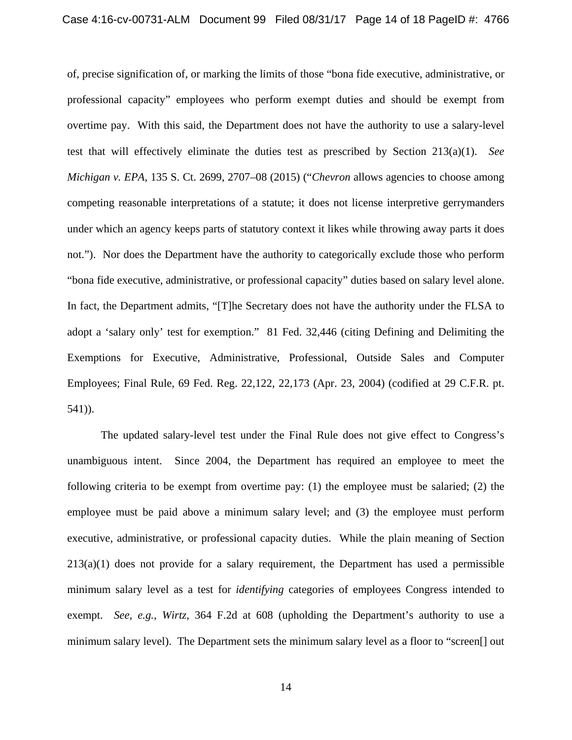of, precise signification of, or marking the limits of those "bona fide executive, administrative, or professional capacity" employees who perform exempt duties and should be exempt from overtime pay. With this said, the Department does not have the authority to use a salary-level test that will effectively eliminate the duties test as prescribed by Section 213(a)(1). *See Michigan v. EPA*, 135 S. Ct. 2699, 2707–08 (2015) ("*Chevron* allows agencies to choose among competing reasonable interpretations of a statute; it does not license interpretive gerrymanders under which an agency keeps parts of statutory context it likes while throwing away parts it does not."). Nor does the Department have the authority to categorically exclude those who perform "bona fide executive, administrative, or professional capacity" duties based on salary level alone. In fact, the Department admits, "[T]he Secretary does not have the authority under the FLSA to adopt a 'salary only' test for exemption." 81 Fed. 32,446 (citing Defining and Delimiting the Exemptions for Executive, Administrative, Professional, Outside Sales and Computer Employees; Final Rule, 69 Fed. Reg. 22,122, 22,173 (Apr. 23, 2004) (codified at 29 C.F.R. pt. 541)).

The updated salary-level test under the Final Rule does not give effect to Congress's unambiguous intent. Since 2004, the Department has required an employee to meet the following criteria to be exempt from overtime pay: (1) the employee must be salaried; (2) the employee must be paid above a minimum salary level; and (3) the employee must perform executive, administrative, or professional capacity duties. While the plain meaning of Section 213(a)(1) does not provide for a salary requirement, the Department has used a permissible minimum salary level as a test for *identifying* categories of employees Congress intended to exempt. *See, e.g.*, *Wirtz*, 364 F.2d at 608 (upholding the Department's authority to use a minimum salary level). The Department sets the minimum salary level as a floor to "screen[] out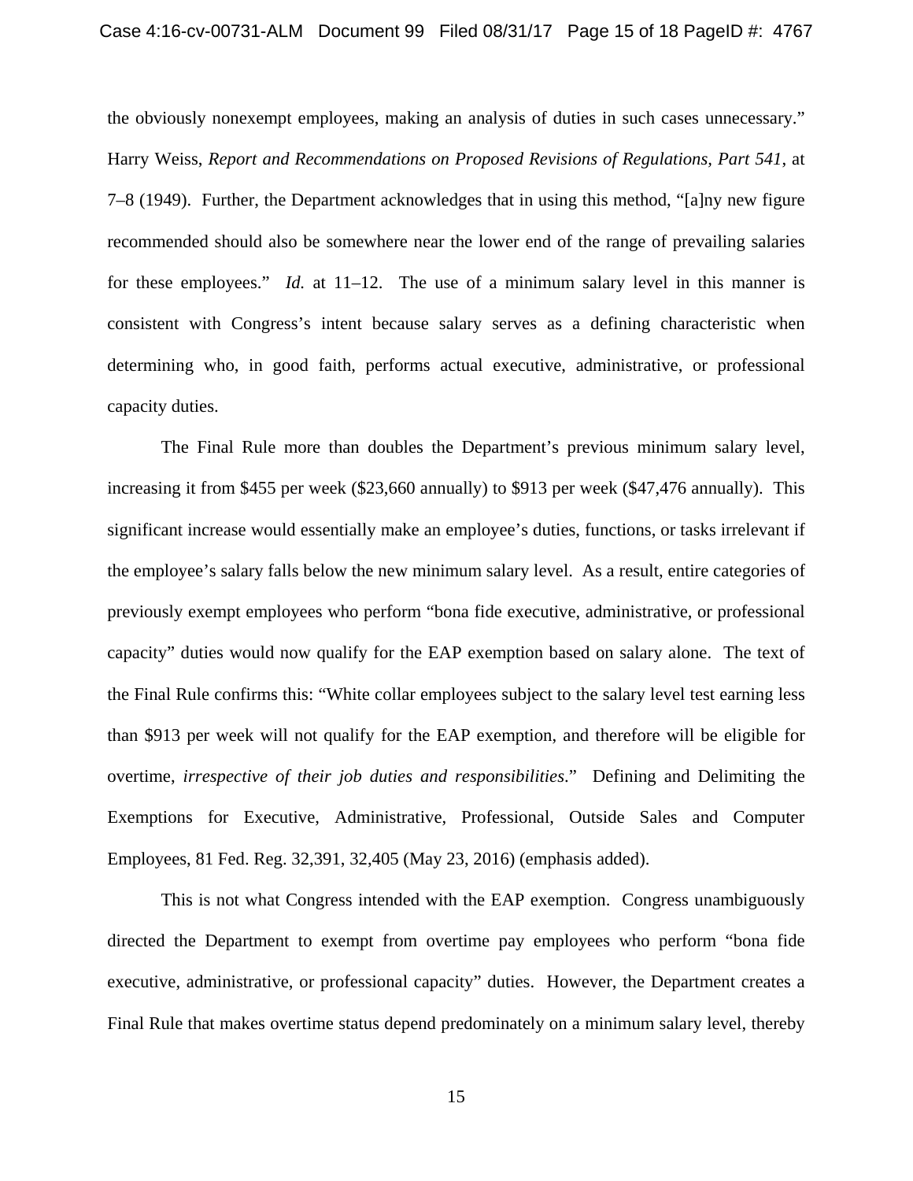the obviously nonexempt employees, making an analysis of duties in such cases unnecessary." Harry Weiss, *Report and Recommendations on Proposed Revisions of Regulations, Part 541*, at 7–8 (1949). Further, the Department acknowledges that in using this method, "[a]ny new figure recommended should also be somewhere near the lower end of the range of prevailing salaries for these employees." *Id.* at 11–12. The use of a minimum salary level in this manner is consistent with Congress's intent because salary serves as a defining characteristic when determining who, in good faith, performs actual executive, administrative, or professional capacity duties.

The Final Rule more than doubles the Department's previous minimum salary level, increasing it from $455 per week ($23,660 annually) to $913 per week ($47,476 annually). This significant increase would essentially make an employee's duties, functions, or tasks irrelevant if the employee's salary falls below the new minimum salary level. As a result, entire categories of previously exempt employees who perform "bona fide executive, administrative, or professional capacity" duties would now qualify for the EAP exemption based on salary alone. The text of the Final Rule confirms this: "White collar employees subject to the salary level test earning less than $913 per week will not qualify for the EAP exemption, and therefore will be eligible for overtime, *irrespective of their job duties and responsibilities*." Defining and Delimiting the Exemptions for Executive, Administrative, Professional, Outside Sales and Computer Employees, 81 Fed. Reg. 32,391, 32,405 (May 23, 2016) (emphasis added).

This is not what Congress intended with the EAP exemption. Congress unambiguously directed the Department to exempt from overtime pay employees who perform "bona fide executive, administrative, or professional capacity" duties. However, the Department creates a Final Rule that makes overtime status depend predominately on a minimum salary level, thereby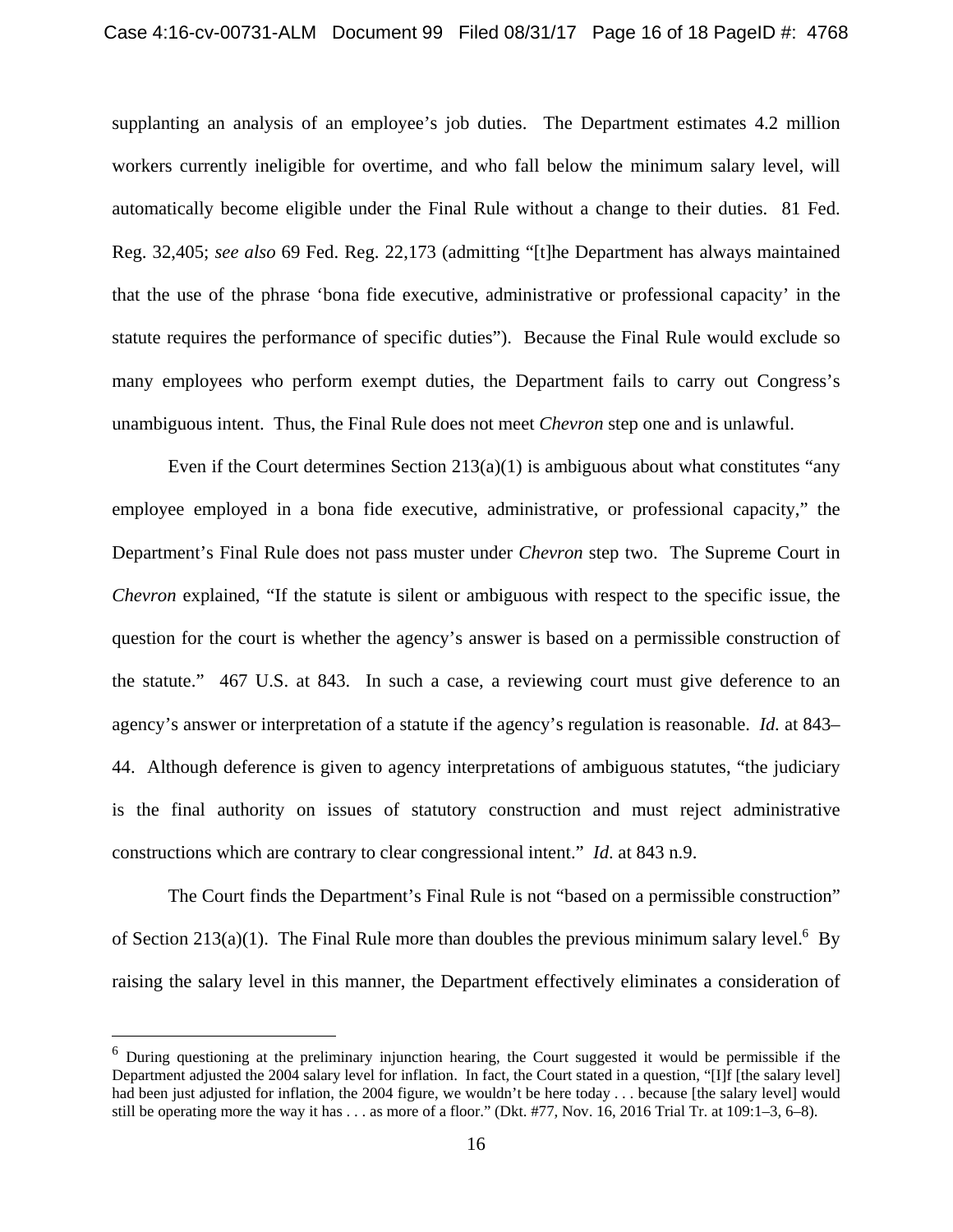supplanting an analysis of an employee's job duties. The Department estimates 4.2 million workers currently ineligible for overtime, and who fall below the minimum salary level, will automatically become eligible under the Final Rule without a change to their duties. 81 Fed. Reg. 32,405; *see also* 69 Fed. Reg. 22,173 (admitting "[t]he Department has always maintained that the use of the phrase 'bona fide executive, administrative or professional capacity' in the statute requires the performance of specific duties"). Because the Final Rule would exclude so many employees who perform exempt duties, the Department fails to carry out Congress's unambiguous intent. Thus, the Final Rule does not meet *Chevron* step one and is unlawful.

Even if the Court determines Section 213(a)(1) is ambiguous about what constitutes "any employee employed in a bona fide executive, administrative, or professional capacity," the Department's Final Rule does not pass muster under *Chevron* step two. The Supreme Court in *Chevron* explained, "If the statute is silent or ambiguous with respect to the specific issue, the question for the court is whether the agency's answer is based on a permissible construction of the statute." 467 U.S. at 843. In such a case, a reviewing court must give deference to an agency's answer or interpretation of a statute if the agency's regulation is reasonable. *Id.* at 843–44. Although deference is given to agency interpretations of ambiguous statutes, "the judiciary is the final authority on issues of statutory construction and must reject administrative constructions which are contrary to clear congressional intent." *Id*. at 843 n.9.

The Court finds the Department's Final Rule is not "based on a permissible construction" of Section 213(a)(1). The Final Rule more than doubles the previous minimum salary level.[6] By raising the salary level in this manner, the Department effectively eliminates a consideration of

---

[6] During questioning at the preliminary injunction hearing, the Court suggested it would be permissible if the Department adjusted the 2004 salary level for inflation. In fact, the Court stated in a question, "[I]f [the salary level] had been just adjusted for inflation, the 2004 figure, we wouldn't be here today . . . because [the salary level] would still be operating more the way it has . . . as more of a floor." (Dkt. #77, Nov. 16, 2016 Trial Tr. at 109:1–3, 6–8).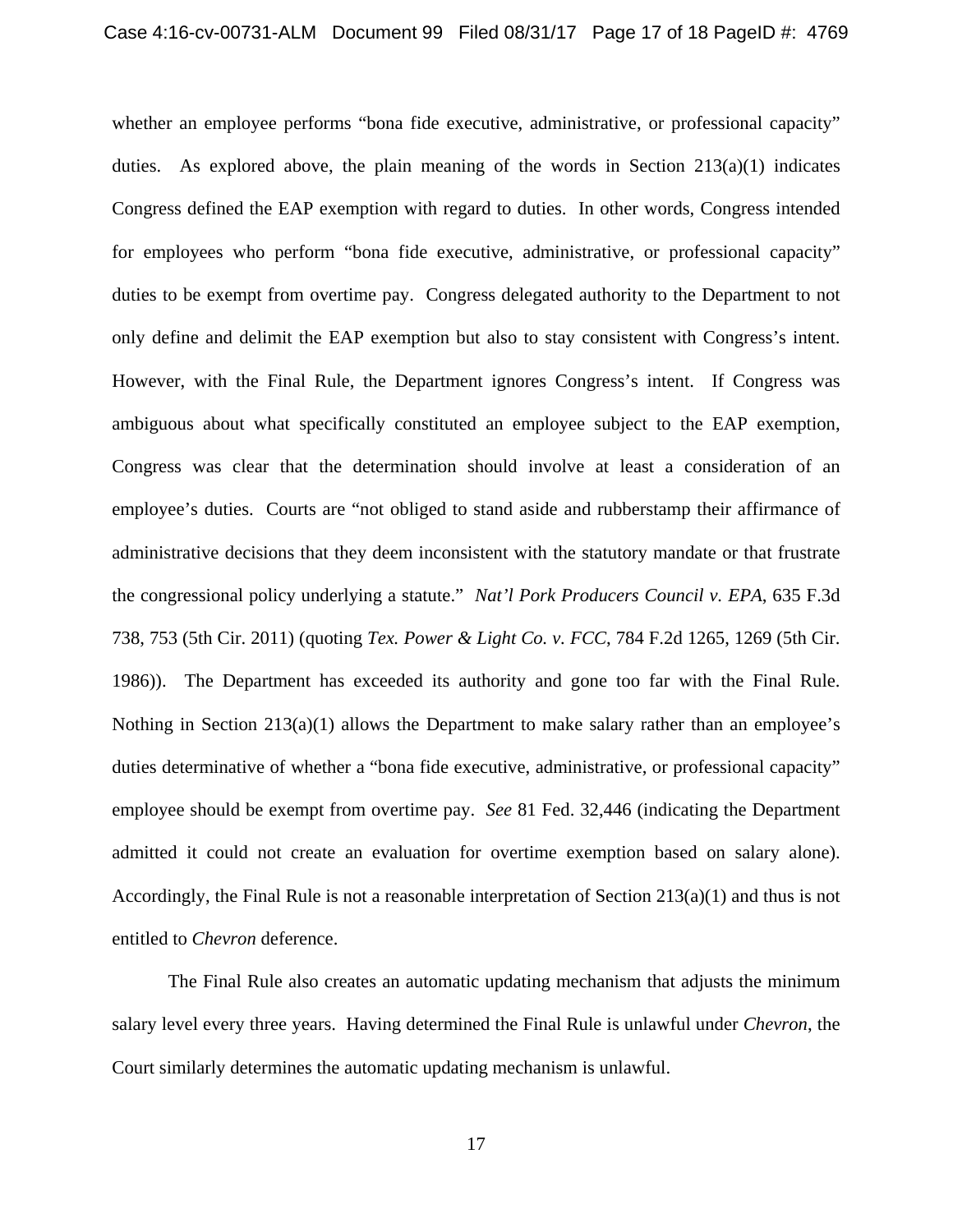whether an employee performs "bona fide executive, administrative, or professional capacity" duties. As explored above, the plain meaning of the words in Section 213(a)(1) indicates Congress defined the EAP exemption with regard to duties. In other words, Congress intended for employees who perform "bona fide executive, administrative, or professional capacity" duties to be exempt from overtime pay. Congress delegated authority to the Department to not only define and delimit the EAP exemption but also to stay consistent with Congress's intent. However, with the Final Rule, the Department ignores Congress's intent. If Congress was ambiguous about what specifically constituted an employee subject to the EAP exemption, Congress was clear that the determination should involve at least a consideration of an employee's duties. Courts are "not obliged to stand aside and rubberstamp their affirmance of administrative decisions that they deem inconsistent with the statutory mandate or that frustrate the congressional policy underlying a statute." *Nat'l Pork Producers Council v. EPA*, 635 F.3d 738, 753 (5th Cir. 2011) (quoting *Tex. Power & Light Co. v. FCC*, 784 F.2d 1265, 1269 (5th Cir. 1986)). The Department has exceeded its authority and gone too far with the Final Rule. Nothing in Section 213(a)(1) allows the Department to make salary rather than an employee's duties determinative of whether a "bona fide executive, administrative, or professional capacity" employee should be exempt from overtime pay. *See* 81 Fed. 32,446 (indicating the Department admitted it could not create an evaluation for overtime exemption based on salary alone). Accordingly, the Final Rule is not a reasonable interpretation of Section 213(a)(1) and thus is not entitled to *Chevron* deference.

The Final Rule also creates an automatic updating mechanism that adjusts the minimum salary level every three years. Having determined the Final Rule is unlawful under *Chevron*, the Court similarly determines the automatic updating mechanism is unlawful.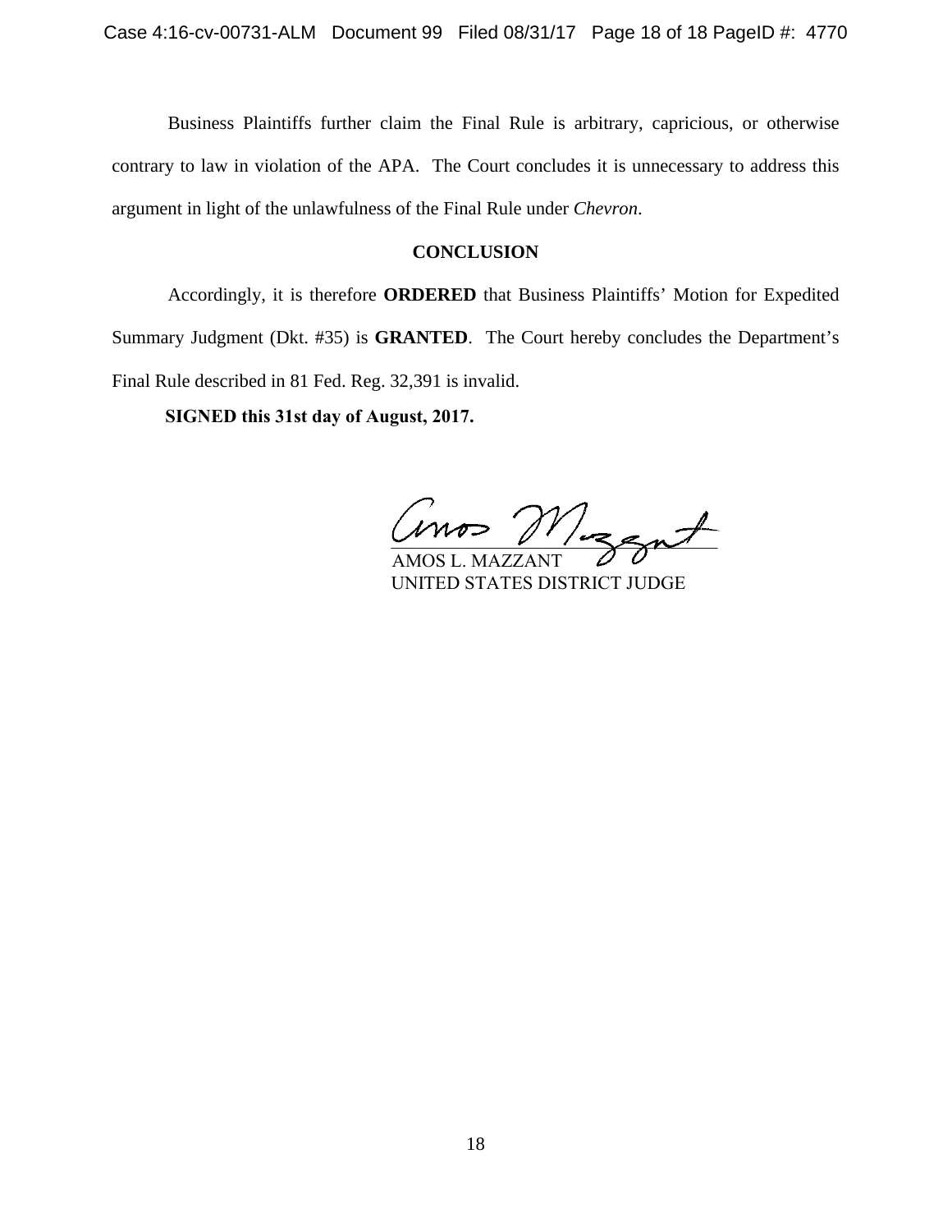Business Plaintiffs further claim the Final Rule is arbitrary, capricious, or otherwise contrary to law in violation of the APA. The Court concludes it is unnecessary to address this argument in light of the unlawfulness of the Final Rule under *Chevron*.

## CONCLUSION

Accordingly, it is therefore **ORDERED** that Business Plaintiffs' Motion for Expedited Summary Judgment (Dkt. #35) is **GRANTED**. The Court hereby concludes the Department's Final Rule described in 81 Fed. Reg. 32,391 is invalid.

**SIGNED this 31st day of August, 2017.**

AMOS L. MAZZANT
UNITED STATES DISTRICT JUDGE